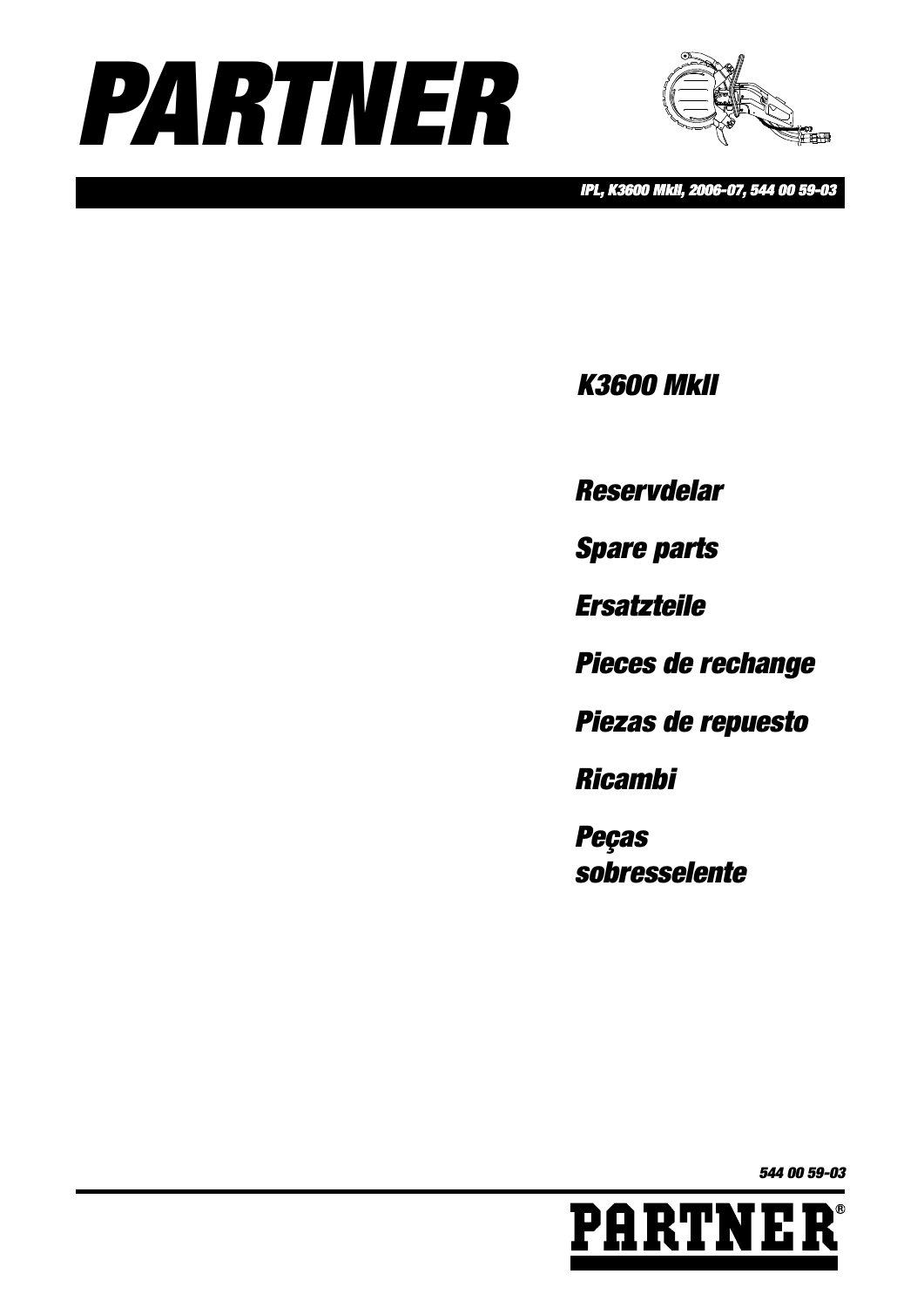# PARTNER

*IPL, K3600 MkII, 2006-07, 544 00 59-03*

## K3600 MkII

*Reservdelar*

*Spare parts*

*Ersatzteile*

*Pieces de rechange*

*Piezas de repuesto*

*Ricambi*

*Peças sobresselente*

*544 00 59-03*

**PARTNER®**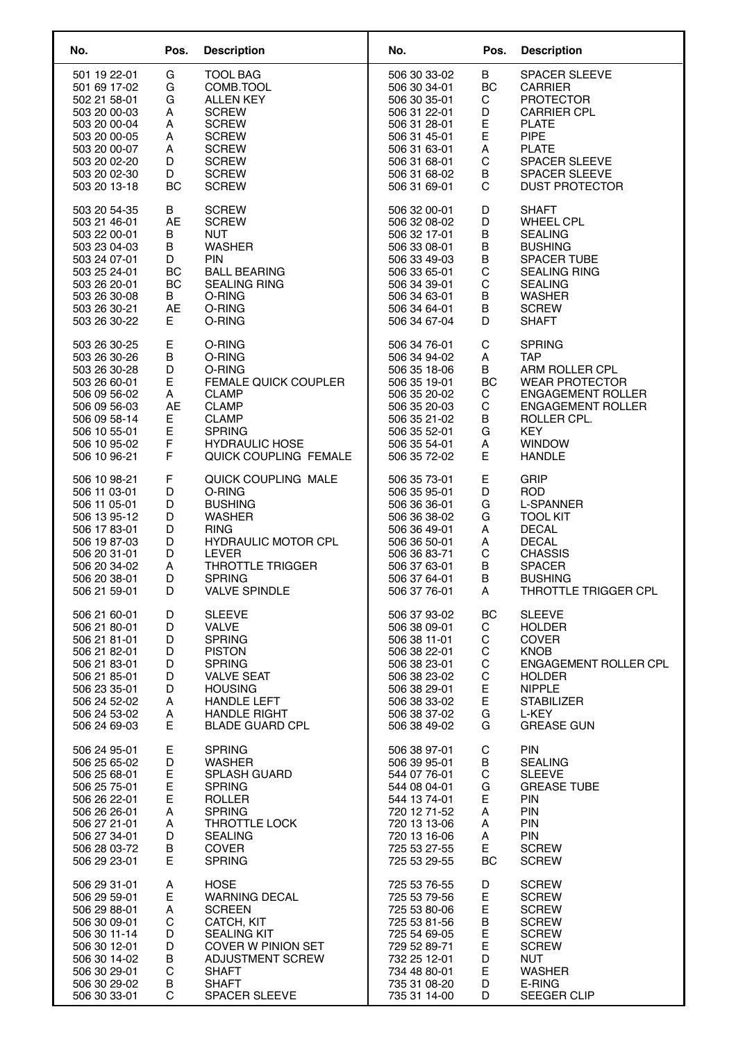| No. | Pos. | Description |
|---|---|---|
| 501 19 22-01 | G | TOOL BAG |
| 501 69 17-02 | G | COMB.TOOL |
| 502 21 58-01 | G | ALLEN KEY |
| 503 20 00-03 | A | SCREW |
| 503 20 00-04 | A | SCREW |
| 503 20 00-05 | A | SCREW |
| 503 20 00-07 | A | SCREW |
| 503 20 02-20 | D | SCREW |
| 503 20 02-30 | D | SCREW |
| 503 20 13-18 | BC | SCREW |
| 503 20 54-35 | B | SCREW |
| 503 21 46-01 | AE | SCREW |
| 503 22 00-01 | B | NUT |
| 503 23 04-03 | B | WASHER |
| 503 24 07-01 | D | PIN |
| 503 25 24-01 | BC | BALL BEARING |
| 503 26 20-01 | BC | SEALING RING |
| 503 26 30-08 | B | O-RING |
| 503 26 30-21 | AE | O-RING |
| 503 26 30-22 | E | O-RING |
| 503 26 30-25 | E | O-RING |
| 503 26 30-26 | B | O-RING |
| 503 26 30-28 | D | O-RING |
| 503 26 60-01 | E | FEMALE QUICK COUPLER |
| 506 09 56-02 | A | CLAMP |
| 506 09 56-03 | AE | CLAMP |
| 506 09 58-14 | E | CLAMP |
| 506 10 55-01 | E | SPRING |
| 506 10 95-02 | F | HYDRAULIC HOSE |
| 506 10 96-21 | F | QUICK COUPLING FEMALE |
| 506 10 98-21 | F | QUICK COUPLING MALE |
| 506 11 03-01 | D | O-RING |
| 506 11 05-01 | D | BUSHING |
| 506 13 95-12 | D | WASHER |
| 506 17 83-01 | D | RING |
| 506 19 87-03 | D | HYDRAULIC MOTOR CPL |
| 506 20 31-01 | D | LEVER |
| 506 20 34-02 | A | THROTTLE TRIGGER |
| 506 20 38-01 | D | SPRING |
| 506 21 59-01 | D | VALVE SPINDLE |
| 506 21 60-01 | D | SLEEVE |
| 506 21 80-01 | D | VALVE |
| 506 21 81-01 | D | SPRING |
| 506 21 82-01 | D | PISTON |
| 506 21 83-01 | D | SPRING |
| 506 21 85-01 | D | VALVE SEAT |
| 506 23 35-01 | D | HOUSING |
| 506 24 52-02 | A | HANDLE LEFT |
| 506 24 53-02 | A | HANDLE RIGHT |
| 506 24 69-03 | E | BLADE GUARD CPL |
| 506 24 95-01 | E | SPRING |
| 506 25 65-02 | D | WASHER |
| 506 25 68-01 | E | SPLASH GUARD |
| 506 25 75-01 | E | SPRING |
| 506 26 22-01 | E | ROLLER |
| 506 26 26-01 | A | SPRING |
| 506 27 21-01 | A | THROTTLE LOCK |
| 506 27 34-01 | D | SEALING |
| 506 28 03-72 | B | COVER |
| 506 29 23-01 | E | SPRING |
| 506 29 31-01 | A | HOSE |
| 506 29 59-01 | E | WARNING DECAL |
| 506 29 88-01 | A | SCREEN |
| 506 30 09-01 | C | CATCH, KIT |
| 506 30 11-14 | D | SEALING KIT |
| 506 30 12-01 | D | COVER W PINION SET |
| 506 30 14-02 | B | ADJUSTMENT SCREW |
| 506 30 29-01 | C | SHAFT |
| 506 30 29-02 | B | SHAFT |
| 506 30 33-01 | C | SPACER SLEEVE |
| 506 30 33-02 | B | SPACER SLEEVE |
| 506 30 34-01 | BC | CARRIER |
| 506 30 35-01 | C | PROTECTOR |
| 506 31 22-01 | D | CARRIER CPL |
| 506 31 28-01 | E | PLATE |
| 506 31 45-01 | E | PIPE |
| 506 31 63-01 | A | PLATE |
| 506 31 68-01 | C | SPACER SLEEVE |
| 506 31 68-02 | B | SPACER SLEEVE |
| 506 31 69-01 | C | DUST PROTECTOR |
| 506 32 00-01 | D | SHAFT |
| 506 32 08-02 | D | WHEEL CPL |
| 506 32 17-01 | B | SEALING |
| 506 33 08-01 | B | BUSHING |
| 506 33 49-03 | B | SPACER TUBE |
| 506 33 65-01 | C | SEALING RING |
| 506 34 39-01 | C | SEALING |
| 506 34 63-01 | B | WASHER |
| 506 34 64-01 | B | SCREW |
| 506 34 67-04 | D | SHAFT |
| 506 34 76-01 | C | SPRING |
| 506 34 94-02 | A | TAP |
| 506 35 18-06 | B | ARM ROLLER CPL |
| 506 35 19-01 | BC | WEAR PROTECTOR |
| 506 35 20-02 | C | ENGAGEMENT ROLLER |
| 506 35 20-03 | C | ENGAGEMENT ROLLER |
| 506 35 21-02 | B | ROLLER CPL. |
| 506 35 52-01 | G | KEY |
| 506 35 54-01 | A | WINDOW |
| 506 35 72-02 | E | HANDLE |
| 506 35 73-01 | E | GRIP |
| 506 35 95-01 | D | ROD |
| 506 36 36-01 | G | L-SPANNER |
| 506 36 38-02 | G | TOOL KIT |
| 506 36 49-01 | A | DECAL |
| 506 36 50-01 | A | DECAL |
| 506 36 83-71 | C | CHASSIS |
| 506 37 63-01 | B | SPACER |
| 506 37 64-01 | B | BUSHING |
| 506 37 76-01 | A | THROTTLE TRIGGER CPL |
| 506 37 93-02 | BC | SLEEVE |
| 506 38 09-01 | C | HOLDER |
| 506 38 11-01 | C | COVER |
| 506 38 22-01 | C | KNOB |
| 506 38 23-01 | C | ENGAGEMENT ROLLER CPL |
| 506 38 23-02 | C | HOLDER |
| 506 38 29-01 | E | NIPPLE |
| 506 38 33-02 | E | STABILIZER |
| 506 38 37-02 | G | L-KEY |
| 506 38 49-02 | G | GREASE GUN |
| 506 38 97-01 | C | PIN |
| 506 39 95-01 | B | SEALING |
| 544 07 76-01 | C | SLEEVE |
| 544 08 04-01 | G | GREASE TUBE |
| 544 13 74-01 | E | PIN |
| 720 12 71-52 | A | PIN |
| 720 13 13-06 | A | PIN |
| 720 13 16-06 | A | PIN |
| 725 53 27-55 | E | SCREW |
| 725 53 29-55 | BC | SCREW |
| 725 53 76-55 | D | SCREW |
| 725 53 79-56 | E | SCREW |
| 725 53 80-06 | E | SCREW |
| 725 53 81-56 | B | SCREW |
| 725 54 69-05 | E | SCREW |
| 729 52 89-71 | E | SCREW |
| 732 25 12-01 | D | NUT |
| 734 48 80-01 | E | WASHER |
| 735 31 08-20 | D | E-RING |
| 735 31 14-00 | D | SEEGER CLIP |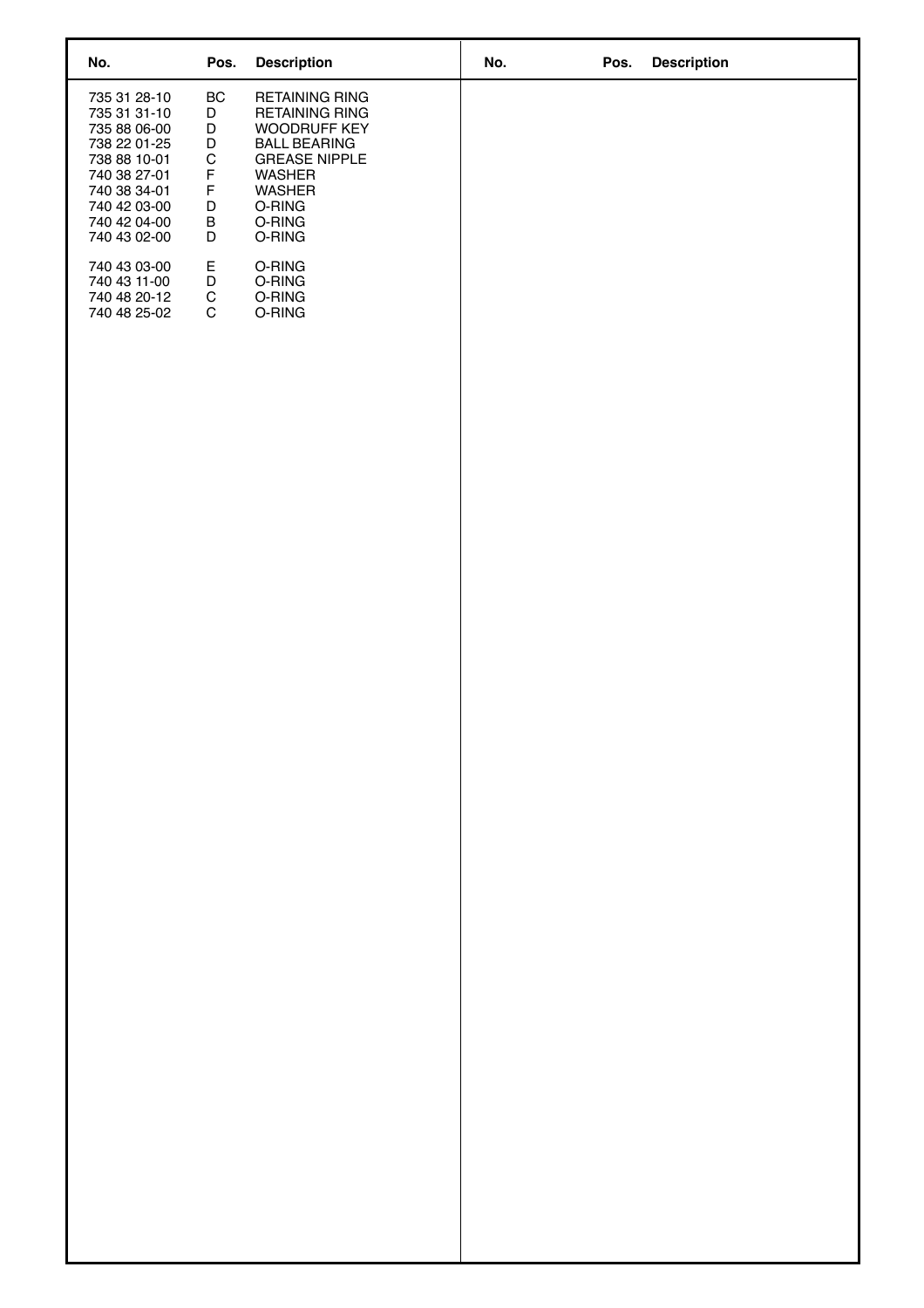| No. | Pos. | Description |
| --- | --- | --- |
| 735 31 28-10 | BC | RETAINING RING |
| 735 31 31-10 | D | RETAINING RING |
| 735 88 06-00 | D | WOODRUFF KEY |
| 738 22 01-25 | D | BALL BEARING |
| 738 88 10-01 | C | GREASE NIPPLE |
| 740 38 27-01 | F | WASHER |
| 740 38 34-01 | F | WASHER |
| 740 42 03-00 | D | O-RING |
| 740 42 04-00 | B | O-RING |
| 740 43 02-00 | D | O-RING |
| 740 43 03-00 | E | O-RING |
| 740 43 11-00 | D | O-RING |
| 740 48 20-12 | C | O-RING |
| 740 48 25-02 | C | O-RING |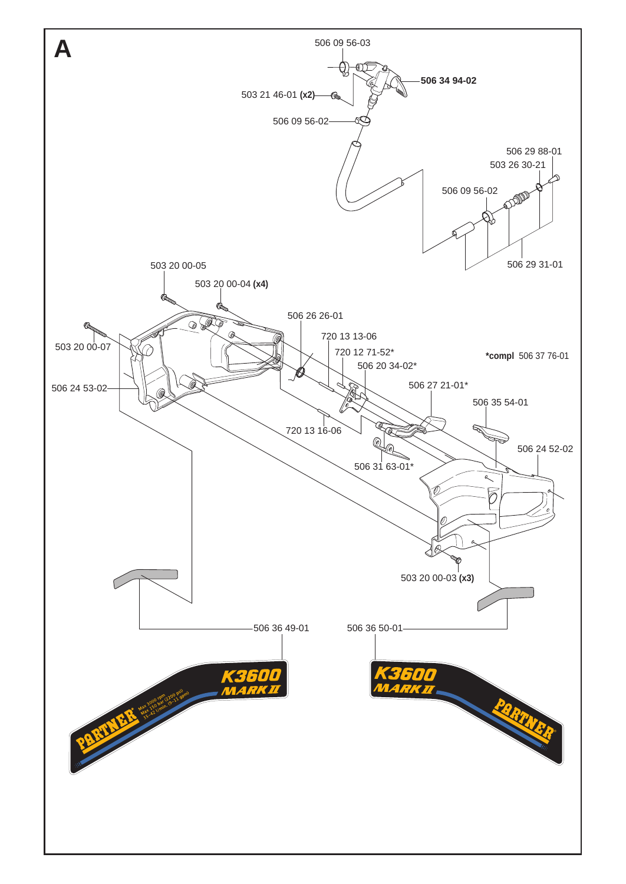# A

506 09 56-03

506 34 94-02

503 21 46-01 (x2)

506 09 56-02

506 29 88-01

503 26 30-21

506 09 56-02

506 29 31-01

503 20 00-05

503 20 00-04 (x4)

506 26 26-01

503 20 00-07

720 13 13-06

720 12 71-52*

*compl 506 37 76-01

506 20 34-02*

506 24 53-02

506 27 21-01*

506 35 54-01

720 13 16-06

506 24 52-02

506 31 63-01*

503 20 00-03 (x3)

506 36 49-01

506 36 50-01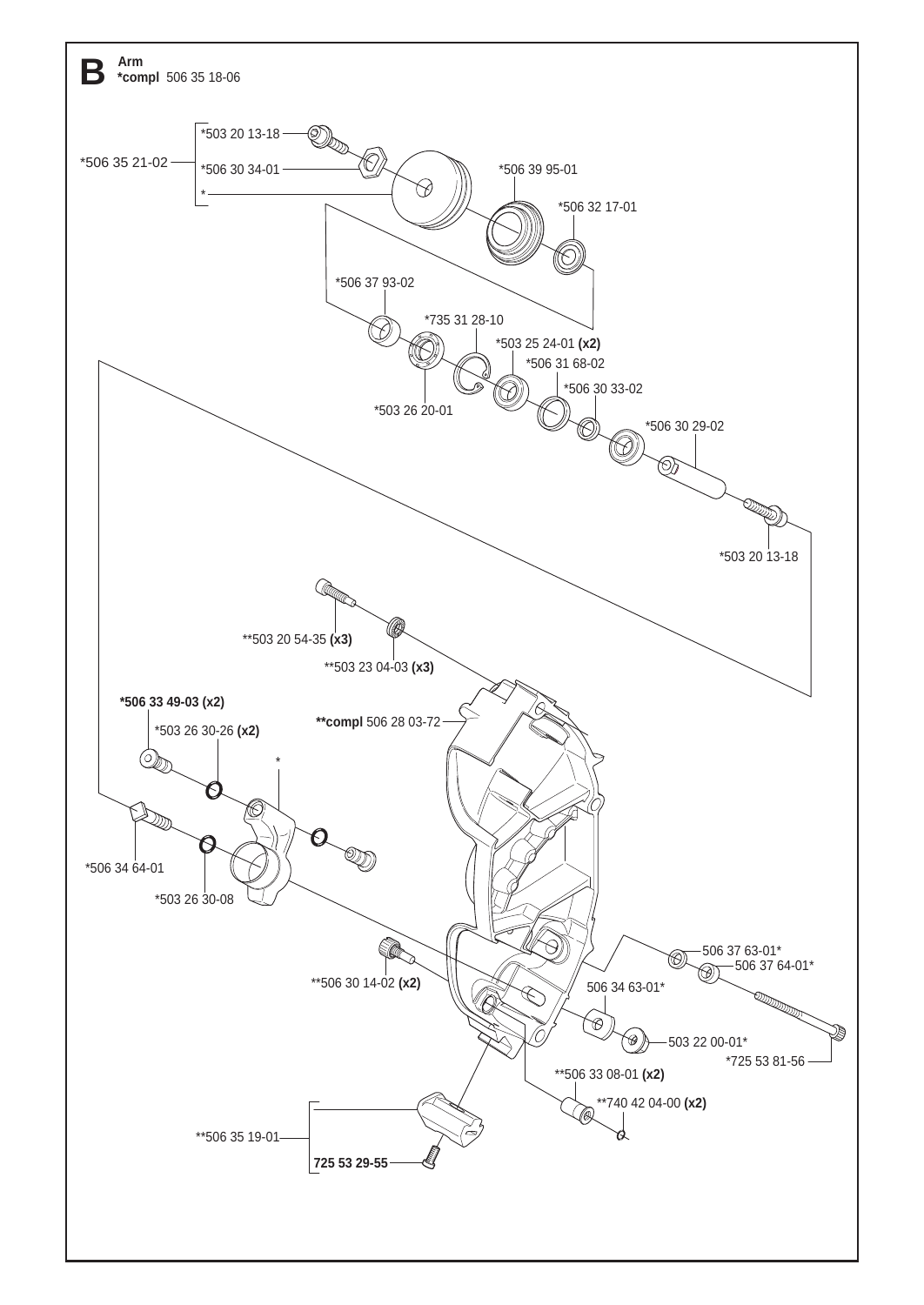# B

**Arm**
**\*compl** 506 35 18-06

\*506 35 21-02
- \*503 20 13-18
- \*506 30 34-01
- \*

\*506 39 95-01

\*506 32 17-01

\*506 37 93-02

\*735 31 28-10

\*503 25 24-01 **(x2)**

\*506 31 68-02

\*506 30 33-02

\*503 26 20-01

\*506 30 29-02

\*503 20 13-18

\*\*503 20 54-35 **(x3)**

\*\*503 23 04-03 **(x3)**

**\*506 33 49-03 (x2)**

\*503 26 30-26 **(x2)**

**\*\*compl** 506 28 03-72

\*

\*506 34 64-01

\*503 26 30-08

506 37 63-01\*

506 37 64-01\*

\*\*506 30 14-02 **(x2)**

506 34 63-01\*

503 22 00-01\*

\*725 53 81-56

\*\*506 33 08-01 **(x2)**

\*\*740 42 04-00 **(x2)**

\*\*506 35 19-01
- **725 53 29-55**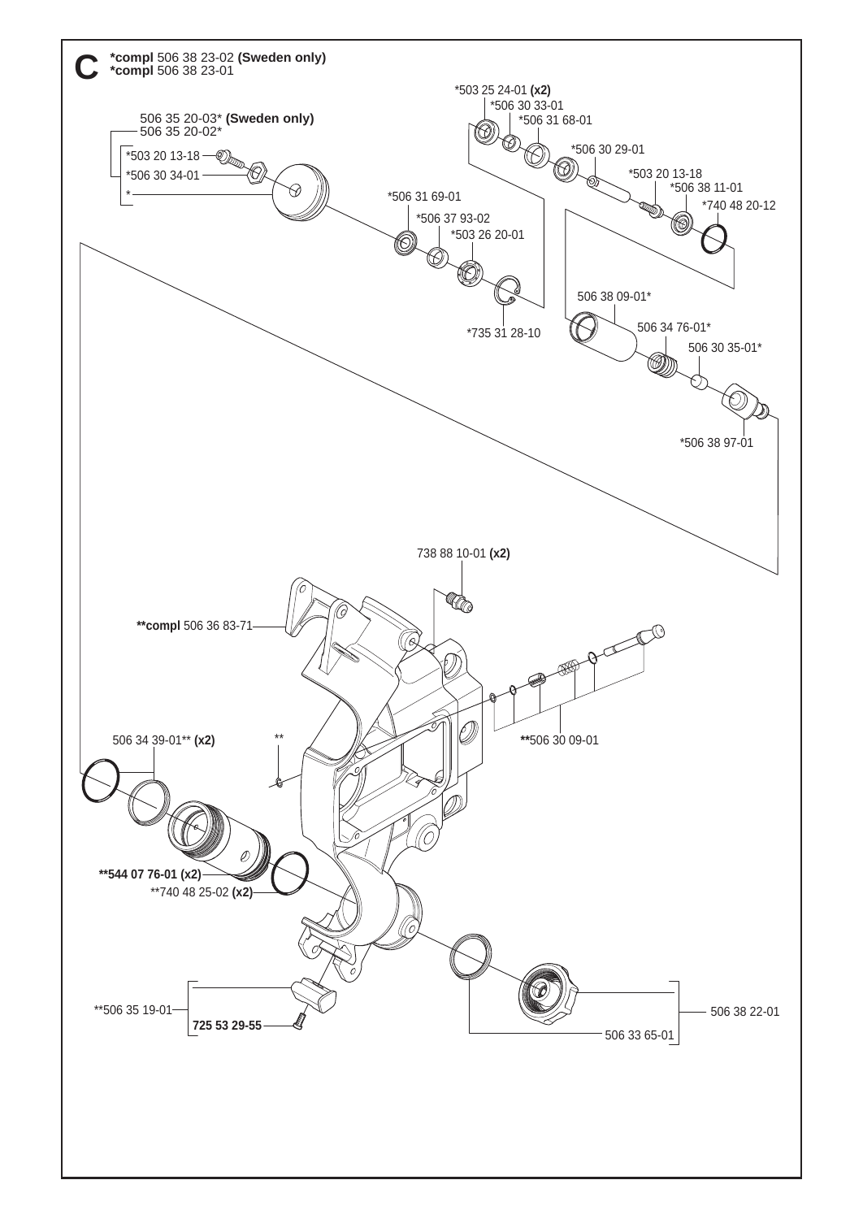# C

**\*compl** 506 38 23-02 **(Sweden only)**
**\*compl** 506 38 23-01

506 35 20-03* **(Sweden only)**
506 35 20-02*

*503 20 13-18

*506 30 34-01

*

*503 25 24-01 **(x2)**

*506 30 33-01

*506 31 68-01

*506 30 29-01

*503 20 13-18

*506 38 11-01

*740 48 20-12

*506 31 69-01

*506 37 93-02

*503 26 20-01

*735 31 28-10

506 38 09-01*

506 34 76-01*

506 30 35-01*

*506 38 97-01

738 88 10-01 **(x2)**

**\*\*compl** 506 36 83-71

506 34 39-01** **(x2)**

**

**\*\***506 30 09-01

**\*\*544 07 76-01 (x2)**

**740 48 25-02 **(x2)**

**506 35 19-01

**725 53 29-55**

506 33 65-01

506 38 22-01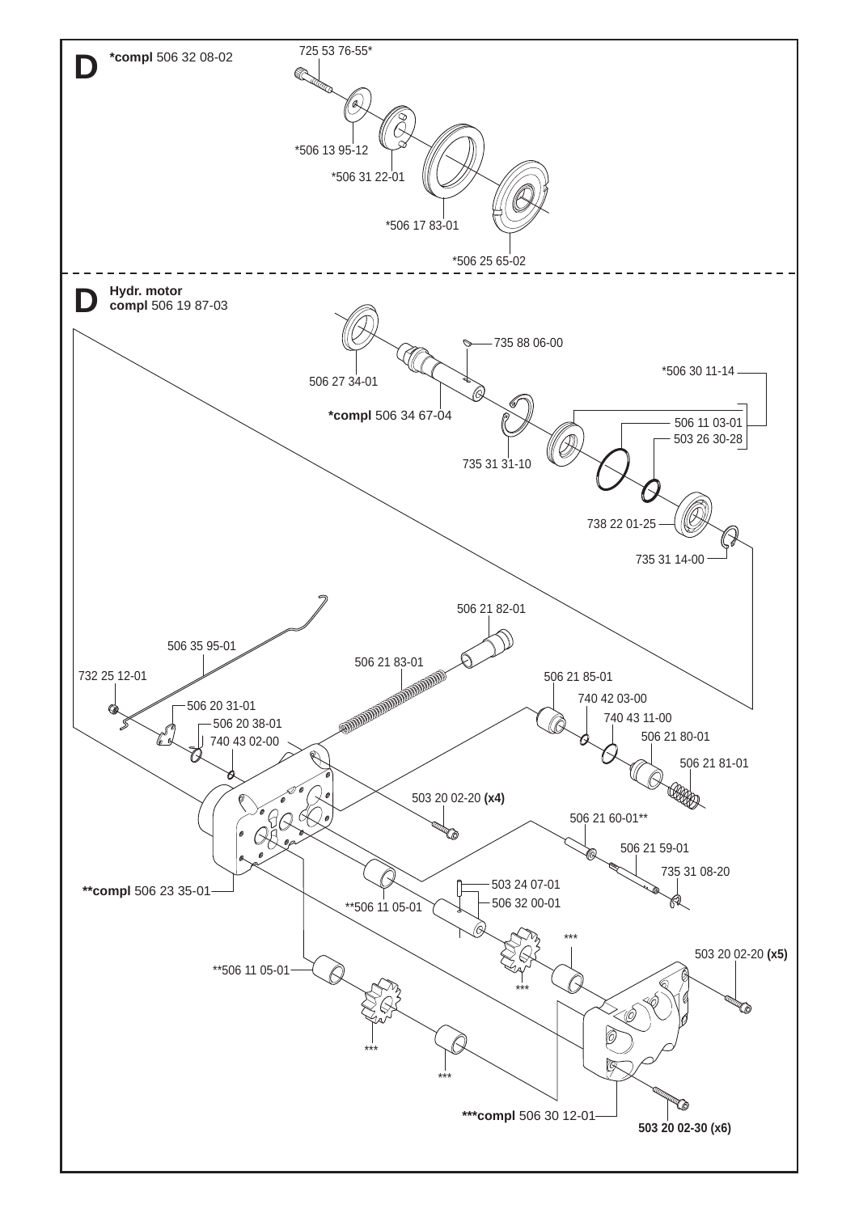# D

**\*compl** 506 32 08-02

725 53 76-55*

*506 13 95-12

*506 31 22-01

*506 17 83-01

*506 25 65-02

# D

**Hydr. motor**
**compl** 506 19 87-03

506 27 34-01

735 88 06-00

**\*compl** 506 34 67-04

735 31 31-10

*506 30 11-14

506 11 03-01

503 26 30-28

738 22 01-25

735 31 14-00

506 21 82-01

506 35 95-01

506 21 83-01

732 25 12-01

506 21 85-01

740 42 03-00

506 20 31-01

740 43 11-00

506 20 38-01

506 21 80-01

740 43 02-00

506 21 81-01

503 20 02-20 **(x4)**

506 21 60-01**

506 21 59-01

735 31 08-20

**\*\*compl** 506 23 35-01

503 24 07-01

**506 11 05-01

506 32 00-01

***

503 20 02-20 **(x5)**

**506 11 05-01

***

***

***

**\*\*\*compl** 506 30 12-01

**503 20 02-30 (x6)**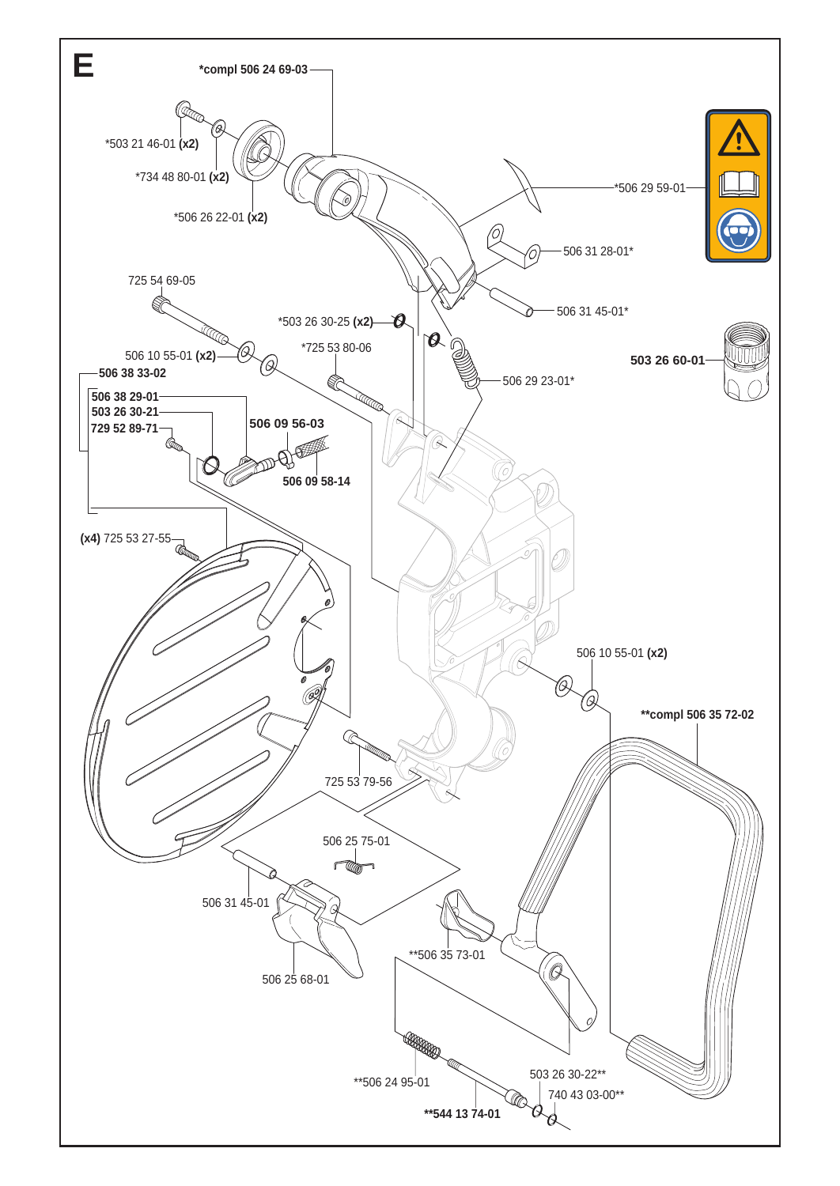# E

*compl 506 24 69-03

*503 21 46-01 **(x2)**

*734 48 80-01 **(x2)**

*506 26 22-01 **(x2)**

*506 29 59-01

506 31 28-01*

725 54 69-05

506 31 45-01*

*503 26 30-25 **(x2)**

*725 53 80-06

**503 26 60-01**

506 10 55-01 **(x2)**

**506 38 33-02**

506 29 23-01*

**506 38 29-01**

**503 26 30-21**

**729 52 89-71**

**506 09 56-03**

**506 09 58-14**

**(x4)** 725 53 27-55

506 10 55-01 **(x2)**

**compl 506 35 72-02

725 53 79-56

506 25 75-01

506 31 45-01

**506 35 73-01

506 25 68-01

503 26 30-22**

**506 24 95-01

740 43 03-00**

****544 13 74-01**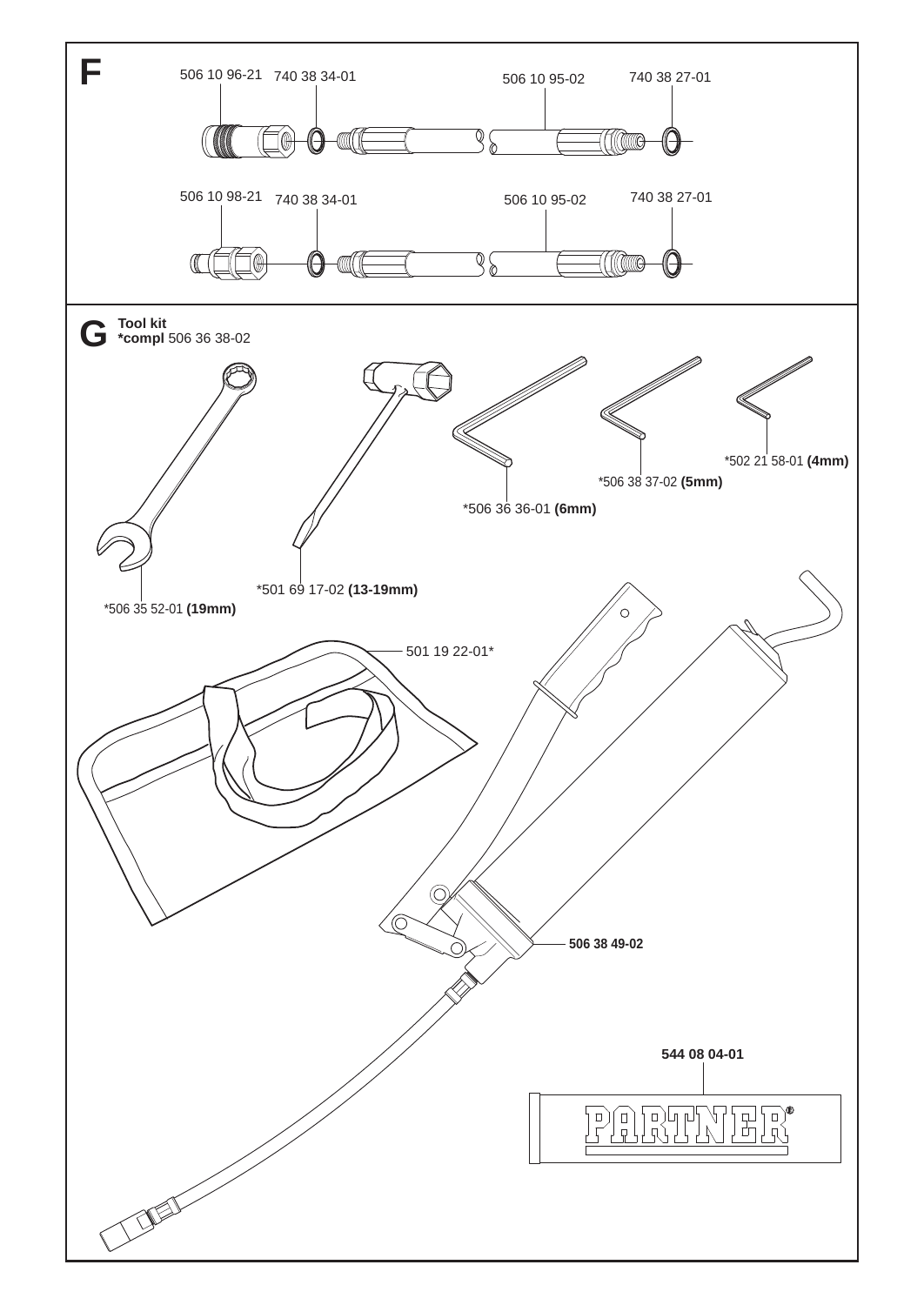# F

506 10 96-21
740 38 34-01
506 10 95-02
740 38 27-01

506 10 98-21
740 38 34-01
506 10 95-02
740 38 27-01

# G

**Tool kit**
**\*compl** 506 36 38-02

\*506 35 52-01 **(19mm)**

\*501 69 17-02 **(13-19mm)**

\*506 36 36-01 **(6mm)**

\*506 38 37-02 **(5mm)**

\*502 21 58-01 **(4mm)**

501 19 22-01\*

**506 38 49-02**

**544 08 04-01**

PARTNER®